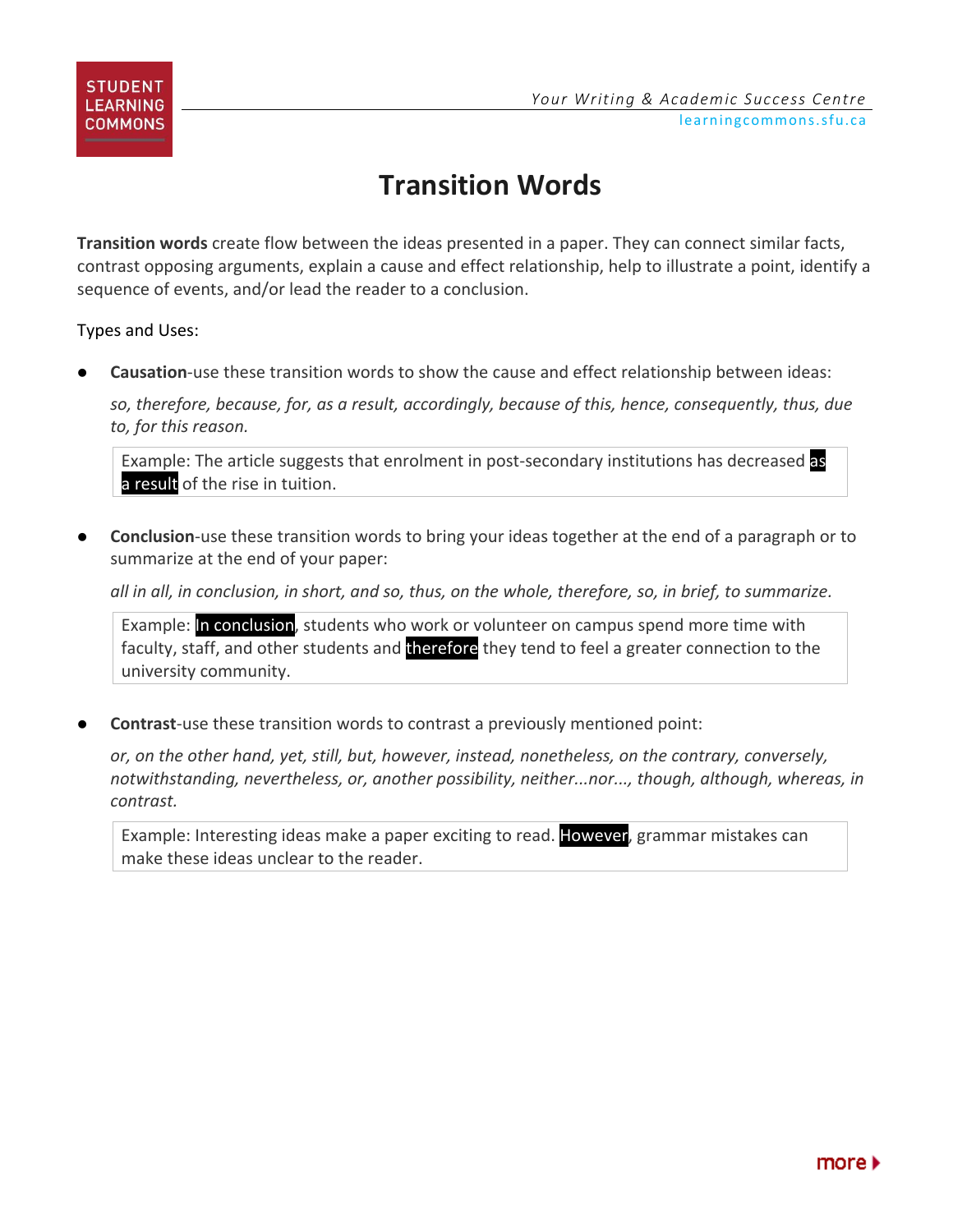# Transition Words

**Transition words** create flow between the ideas presented in a paper. They can connect similar facts, contrast opposing arguments, explain a cause and effect relationship, help to illustrate a point, identify a sequence of events, and/or lead the reader to a conclusion.

Types and Uses:

- **Causation**-use these transition words to show the cause and effect relationship between ideas:

  *so, therefore, because, for, as a result, accordingly, because of this, hence, consequently, thus, due to, for this reason.*

  > Example: The article suggests that enrolment in post-secondary institutions has decreased **as a result** of the rise in tuition.

- **Conclusion**-use these transition words to bring your ideas together at the end of a paragraph or to summarize at the end of your paper:

  *all in all, in conclusion, in short, and so, thus, on the whole, therefore, so, in brief, to summarize.*

  > Example: **In conclusion**, students who work or volunteer on campus spend more time with faculty, staff, and other students and **therefore** they tend to feel a greater connection to the university community.

- **Contrast**-use these transition words to contrast a previously mentioned point:

  *or, on the other hand, yet, still, but, however, instead, nonetheless, on the contrary, conversely, notwithstanding, nevertheless, or, another possibility, neither...nor..., though, although, whereas, in contrast.*

  > Example: Interesting ideas make a paper exciting to read. **However**, grammar mistakes can make these ideas unclear to the reader.

more ▸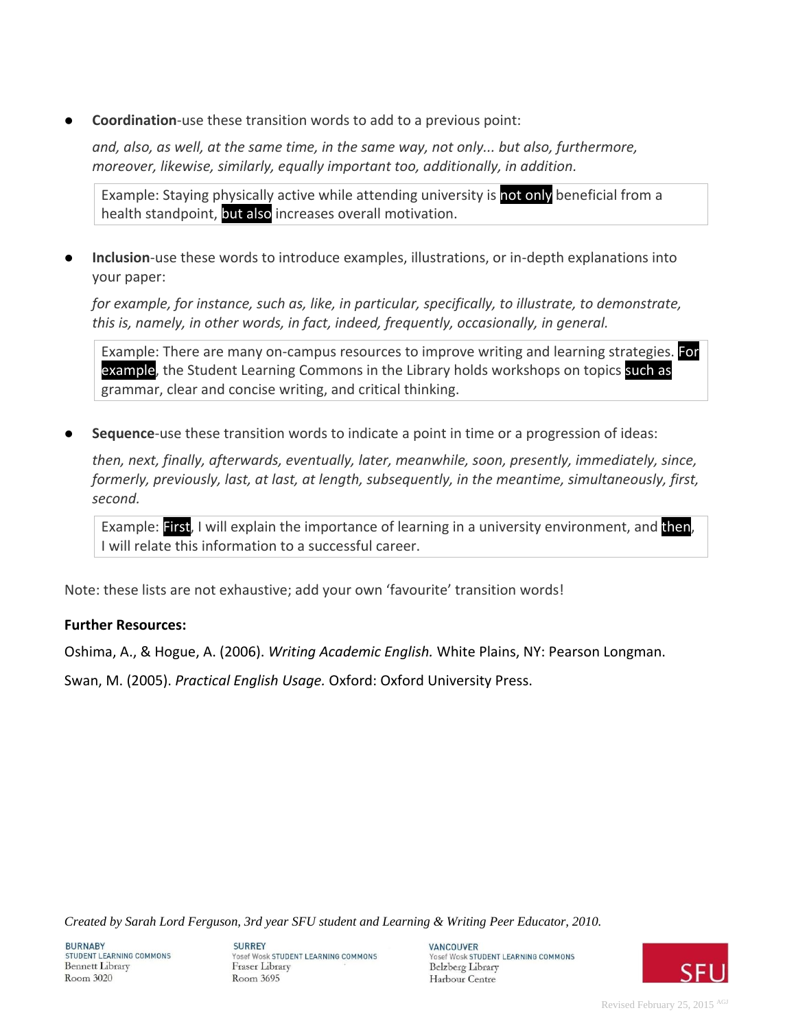- **Coordination**-use these transition words to add to a previous point:

  *and, also, as well, at the same time, in the same way, not only... but also, furthermore, moreover, likewise, similarly, equally important too, additionally, in addition.*

  > Example: Staying physically active while attending university is **not only** beneficial from a health standpoint, **but also** increases overall motivation.

- **Inclusion**-use these words to introduce examples, illustrations, or in-depth explanations into your paper:

  *for example, for instance, such as, like, in particular, specifically, to illustrate, to demonstrate, this is, namely, in other words, in fact, indeed, frequently, occasionally, in general.*

  > Example: There are many on-campus resources to improve writing and learning strategies. **For example**, the Student Learning Commons in the Library holds workshops on topics **such as** grammar, clear and concise writing, and critical thinking.

- **Sequence**-use these transition words to indicate a point in time or a progression of ideas:

  *then, next, finally, afterwards, eventually, later, meanwhile, soon, presently, immediately, since, formerly, previously, last, at last, at length, subsequently, in the meantime, simultaneously, first, second.*

  > Example: **First**, I will explain the importance of learning in a university environment, and **then**, I will relate this information to a successful career.

Note: these lists are not exhaustive; add your own 'favourite' transition words!

**Further Resources:**

Oshima, A., & Hogue, A. (2006). *Writing Academic English.* White Plains, NY: Pearson Longman.

Swan, M. (2005). *Practical English Usage.* Oxford: Oxford University Press.

*Created by Sarah Lord Ferguson, 3rd year SFU student and Learning & Writing Peer Educator, 2010.*

BURNABY
STUDENT LEARNING COMMONS
Bennett Library
Room 3020

SURREY
Yosef Wosk STUDENT LEARNING COMMONS
Fraser Library
Room 3695

VANCOUVER
Yosef Wosk STUDENT LEARNING COMMONS
Belzberg Library
Harbour Centre

SFU

Revised February 25, 2015 AGJ